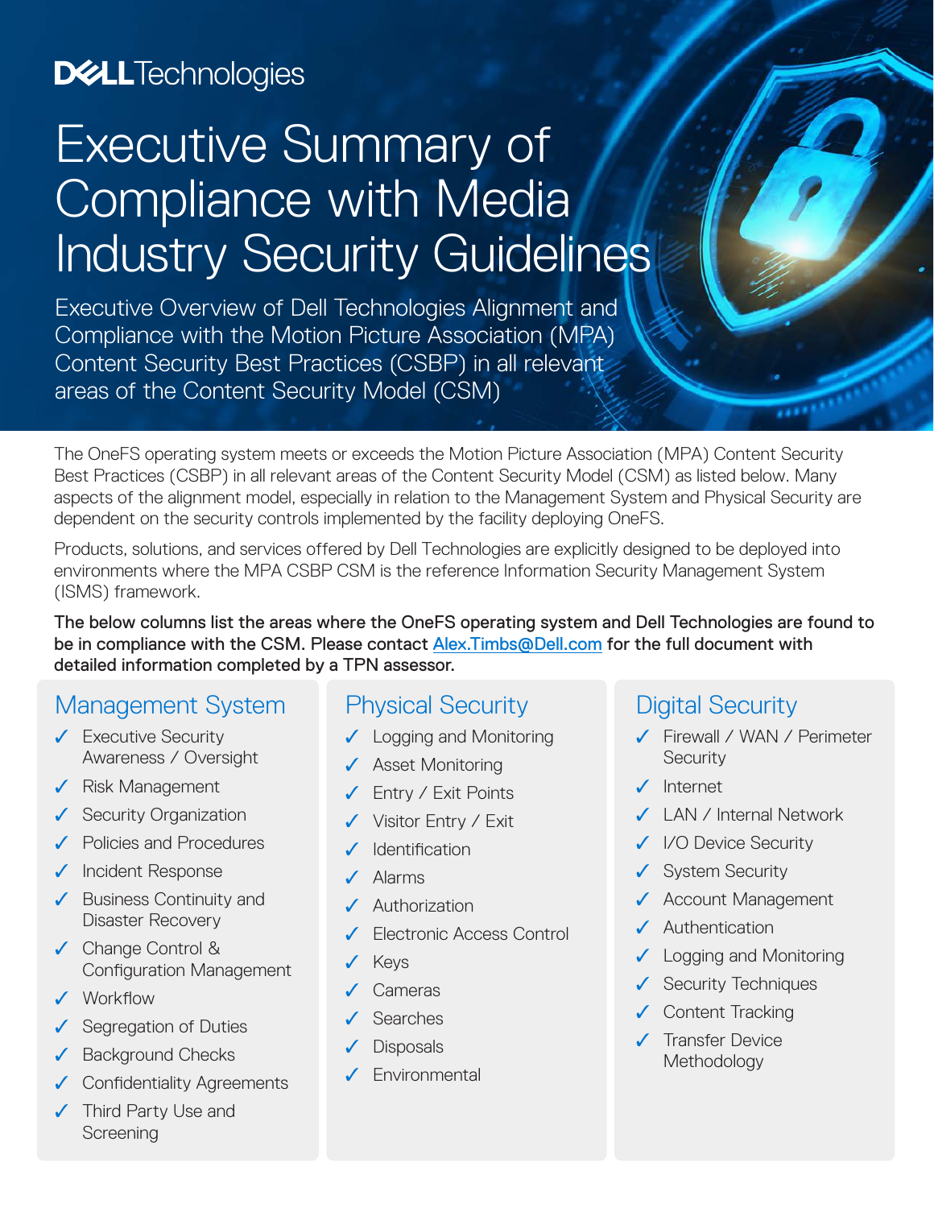Dell Technologies

# Executive Summary of Compliance with Media Industry Security Guidelines

Executive Overview of Dell Technologies Alignment and Compliance with the Motion Picture Association (MPA) Content Security Best Practices (CSBP) in all relevant areas of the Content Security Model (CSM)

The OneFS operating system meets or exceeds the Motion Picture Association (MPA) Content Security Best Practices (CSBP) in all relevant areas of the Content Security Model (CSM) as listed below. Many aspects of the alignment model, especially in relation to the Management System and Physical Security are dependent on the security controls implemented by the facility deploying OneFS.

Products, solutions, and services offered by Dell Technologies are explicitly designed to be deployed into environments where the MPA CSBP CSM is the reference Information Security Management System (ISMS) framework.

**The below columns list the areas where the OneFS operating system and Dell Technologies are found to be in compliance with the CSM. Please contact [Alex.Timbs@Dell.com](mailto:Alex.Timbs@Dell.com) for the full document with detailed information completed by a TPN assessor.**

## Management System

- ✓ Executive Security Awareness / Oversight
- ✓ Risk Management
- ✓ Security Organization
- ✓ Policies and Procedures
- ✓ Incident Response
- ✓ Business Continuity and Disaster Recovery
- ✓ Change Control & Configuration Management
- ✓ Workflow
- ✓ Segregation of Duties
- ✓ Background Checks
- ✓ Confidentiality Agreements
- ✓ Third Party Use and Screening

## Physical Security

- ✓ Logging and Monitoring
- ✓ Asset Monitoring
- ✓ Entry / Exit Points
- ✓ Visitor Entry / Exit
- ✓ Identification
- ✓ Alarms
- ✓ Authorization
- ✓ Electronic Access Control
- ✓ Keys
- ✓ Cameras
- ✓ Searches
- ✓ Disposals
- ✓ Environmental

## Digital Security

- ✓ Firewall / WAN / Perimeter Security
- ✓ Internet
- ✓ LAN / Internal Network
- ✓ I/O Device Security
- ✓ System Security
- ✓ Account Management
- ✓ Authentication
- ✓ Logging and Monitoring
- ✓ Security Techniques
- ✓ Content Tracking
- ✓ Transfer Device Methodology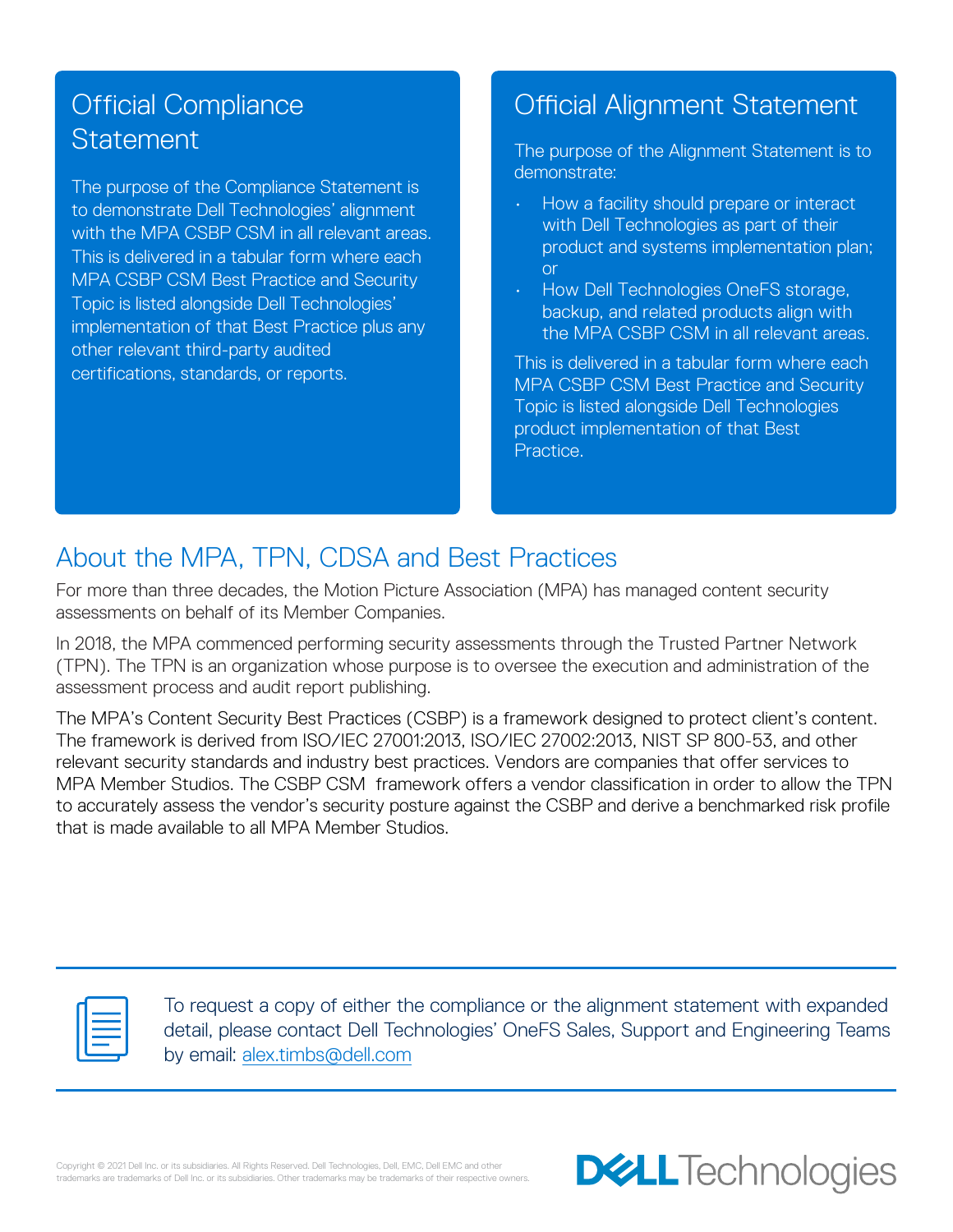## Official Compliance Statement

The purpose of the Compliance Statement is to demonstrate Dell Technologies' alignment with the MPA CSBP CSM in all relevant areas. This is delivered in a tabular form where each MPA CSBP CSM Best Practice and Security Topic is listed alongside Dell Technologies' implementation of that Best Practice plus any other relevant third-party audited certifications, standards, or reports.

## Official Alignment Statement

The purpose of the Alignment Statement is to demonstrate:

- How a facility should prepare or interact with Dell Technologies as part of their product and systems implementation plan; or
- How Dell Technologies OneFS storage, backup, and related products align with the MPA CSBP CSM in all relevant areas.

This is delivered in a tabular form where each MPA CSBP CSM Best Practice and Security Topic is listed alongside Dell Technologies product implementation of that Best Practice.

## About the MPA, TPN, CDSA and Best Practices

For more than three decades, the Motion Picture Association (MPA) has managed content security assessments on behalf of its Member Companies.

In 2018, the MPA commenced performing security assessments through the Trusted Partner Network (TPN). The TPN is an organization whose purpose is to oversee the execution and administration of the assessment process and audit report publishing.

The MPA's Content Security Best Practices (CSBP) is a framework designed to protect client's content. The framework is derived from ISO/IEC 27001:2013, ISO/IEC 27002:2013, NIST SP 800-53, and other relevant security standards and industry best practices. Vendors are companies that offer services to MPA Member Studios. The CSBP CSM framework offers a vendor classification in order to allow the TPN to accurately assess the vendor's security posture against the CSBP and derive a benchmarked risk profile that is made available to all MPA Member Studios.

To request a copy of either the compliance or the alignment statement with expanded detail, please contact Dell Technologies' OneFS Sales, Support and Engineering Teams by email: alex.timbs@dell.com

Copyright © 2021 Dell Inc. or its subsidiaries. All Rights Reserved. Dell Technologies, Dell, EMC, Dell EMC and other trademarks are trademarks of Dell Inc. or its subsidiaries. Other trademarks may be trademarks of their respective owners.

DELL Technologies